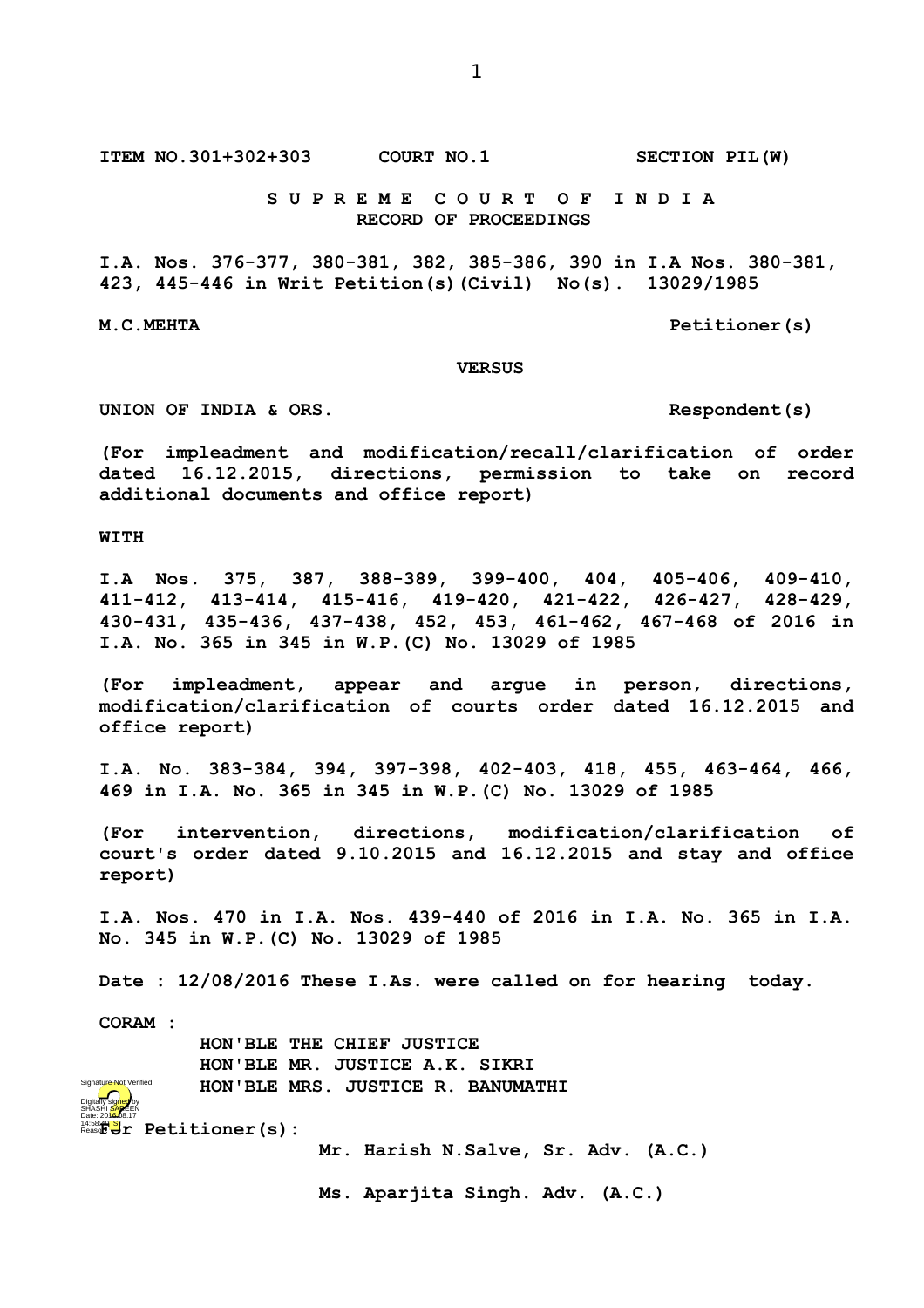**ITEM NO.301+302+303 COURT NO.1 SECTION PIL(W)**

**S U P R E M E C O U R T O F I N D I A**
**RECORD OF PROCEEDINGS**

**I.A. Nos. 376-377, 380-381, 382, 385-386, 390 in I.A Nos. 380-381, 423, 445-446 in Writ Petition(s)(Civil) No(s). 13029/1985**

**M.C.MEHTA Petitioner(s)**

**VERSUS**

**UNION OF INDIA & ORS. Respondent(s)**

**(For impleadment and modification/recall/clarification of order dated 16.12.2015, directions, permission to take on record additional documents and office report)**

**WITH**

**I.A Nos. 375, 387, 388-389, 399-400, 404, 405-406, 409-410, 411-412, 413-414, 415-416, 419-420, 421-422, 426-427, 428-429, 430-431, 435-436, 437-438, 452, 453, 461-462, 467-468 of 2016 in I.A. No. 365 in 345 in W.P.(C) No. 13029 of 1985**

**(For impleadment, appear and argue in person, directions, modification/clarification of courts order dated 16.12.2015 and office report)**

**I.A. No. 383-384, 394, 397-398, 402-403, 418, 455, 463-464, 466, 469 in I.A. No. 365 in 345 in W.P.(C) No. 13029 of 1985**

**(For intervention, directions, modification/clarification of court's order dated 9.10.2015 and 16.12.2015 and stay and office report)**

**I.A. Nos. 470 in I.A. Nos. 439-440 of 2016 in I.A. No. 365 in I.A. No. 345 in W.P.(C) No. 13029 of 1985**

**Date : 12/08/2016 These I.As. were called on for hearing today.**

**CORAM :**

**HON'BLE THE CHIEF JUSTICE**
**HON'BLE MR. JUSTICE A.K. SIKRI**
**HON'BLE MRS. JUSTICE R. BANUMATHI**

**For Petitioner(s):**

**Mr. Harish N.Salve, Sr. Adv. (A.C.)**

**Ms. Aparjita Singh. Adv. (A.C.)**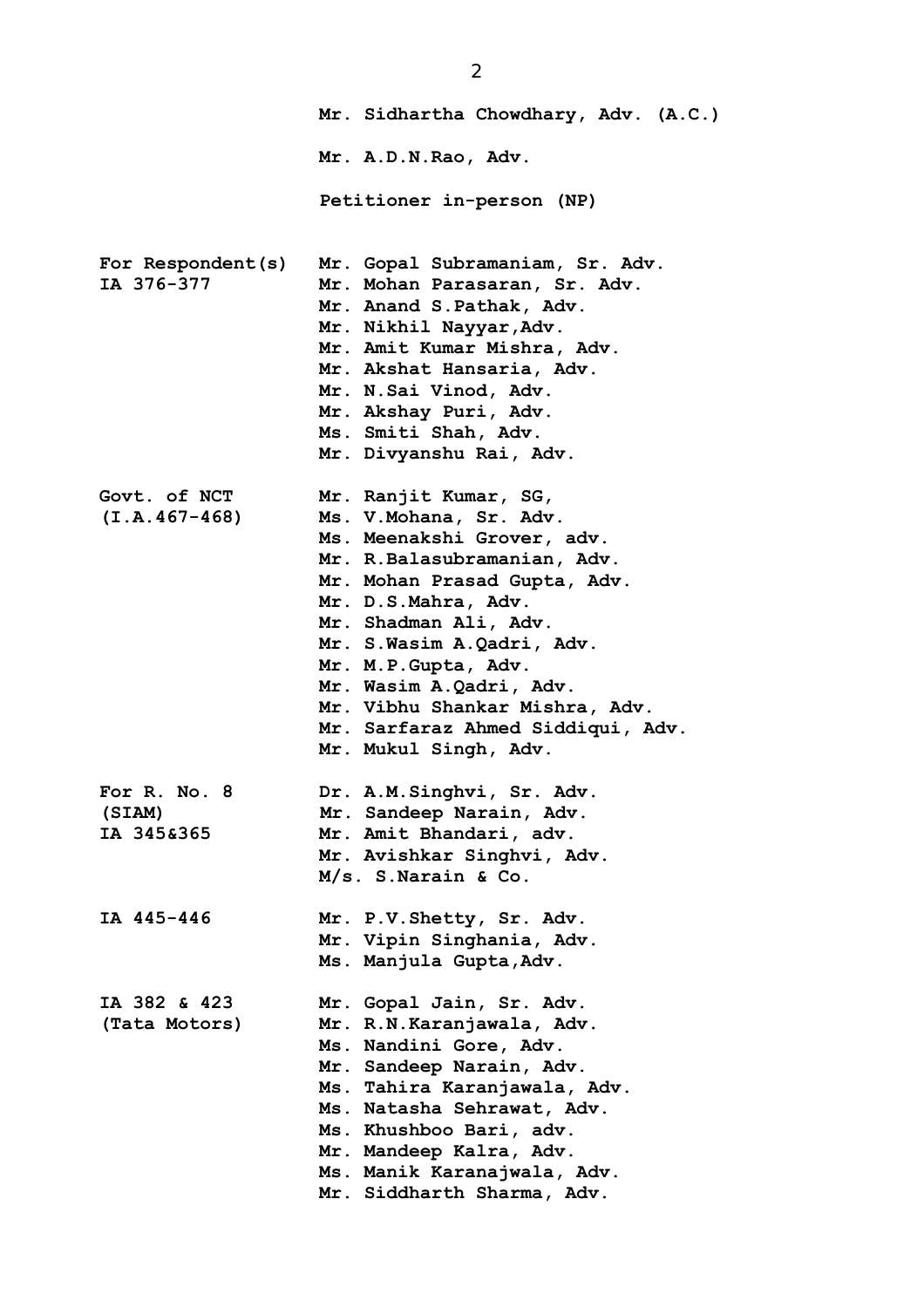|  | Mr. Sidhartha Chowdhary, Adv. (A.C.) |
| --- | --- |
|  | Mr. A.D.N.Rao, Adv. |
|  | Petitioner in-person (NP) |
| For Respondent(s) IA 376-377 | Mr. Gopal Subramaniam, Sr. Adv. |
|  | Mr. Mohan Parasaran, Sr. Adv. |
|  | Mr. Anand S.Pathak, Adv. |
|  | Mr. Nikhil Nayyar,Adv. |
|  | Mr. Amit Kumar Mishra, Adv. |
|  | Mr. Akshat Hansaria, Adv. |
|  | Mr. N.Sai Vinod, Adv. |
|  | Mr. Akshay Puri, Adv. |
|  | Ms. Smiti Shah, Adv. |
|  | Mr. Divyanshu Rai, Adv. |
| Govt. of NCT (I.A.467-468) | Mr. Ranjit Kumar, SG, |
|  | Ms. V.Mohana, Sr. Adv. |
|  | Ms. Meenakshi Grover, adv. |
|  | Mr. R.Balasubramanian, Adv. |
|  | Mr. Mohan Prasad Gupta, Adv. |
|  | Mr. D.S.Mahra, Adv. |
|  | Mr. Shadman Ali, Adv. |
|  | Mr. S.Wasim A.Qadri, Adv. |
|  | Mr. M.P.Gupta, Adv. |
|  | Mr. Wasim A.Qadri, Adv. |
|  | Mr. Vibhu Shankar Mishra, Adv. |
|  | Mr. Sarfaraz Ahmed Siddiqui, Adv. |
|  | Mr. Mukul Singh, Adv. |
| For R. No. 8 (SIAM) IA 345&365 | Dr. A.M.Singhvi, Sr. Adv. |
|  | Mr. Sandeep Narain, Adv. |
|  | Mr. Amit Bhandari, adv. |
|  | Mr. Avishkar Singhvi, Adv. |
|  | M/s. S.Narain & Co. |
| IA 445-446 | Mr. P.V.Shetty, Sr. Adv. |
|  | Mr. Vipin Singhania, Adv. |
|  | Ms. Manjula Gupta,Adv. |
| IA 382 & 423 (Tata Motors) | Mr. Gopal Jain, Sr. Adv. |
|  | Mr. R.N.Karanjawala, Adv. |
|  | Ms. Nandini Gore, Adv. |
|  | Mr. Sandeep Narain, Adv. |
|  | Ms. Tahira Karanjawala, Adv. |
|  | Ms. Natasha Sehrawat, Adv. |
|  | Ms. Khushboo Bari, adv. |
|  | Mr. Mandeep Kalra, Adv. |
|  | Ms. Manik Karanajwala, Adv. |
|  | Mr. Siddharth Sharma, Adv. |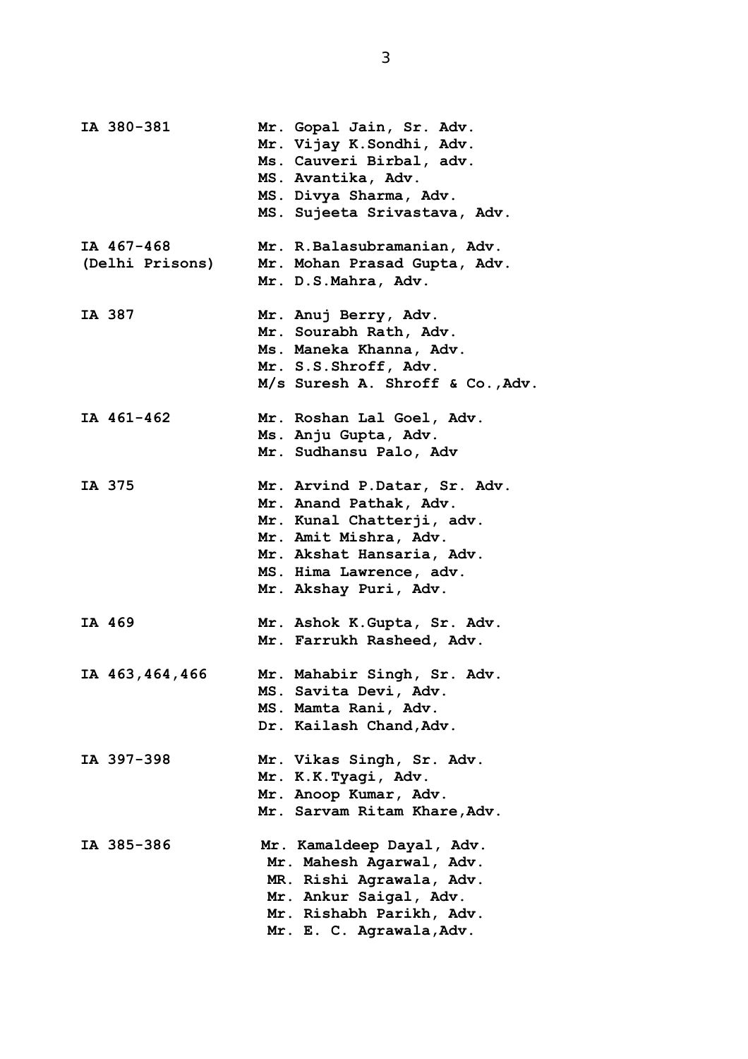| | |
|---|---|
| **IA 380-381** | **Mr. Gopal Jain, Sr. Adv.**<br>**Mr. Vijay K.Sondhi, Adv.**<br>**Ms. Cauveri Birbal, adv.**<br>**MS. Avantika, Adv.**<br>**MS. Divya Sharma, Adv.**<br>**MS. Sujeeta Srivastava, Adv.** |
| **IA 467-468**<br>**(Delhi Prisons)** | **Mr. R.Balasubramanian, Adv.**<br>**Mr. Mohan Prasad Gupta, Adv.**<br>**Mr. D.S.Mahra, Adv.** |
| **IA 387** | **Mr. Anuj Berry, Adv.**<br>**Mr. Sourabh Rath, Adv.**<br>**Ms. Maneka Khanna, Adv.**<br>**Mr. S.S.Shroff, Adv.**<br>**M/s Suresh A. Shroff & Co.,Adv.** |
| **IA 461-462** | **Mr. Roshan Lal Goel, Adv.**<br>**Ms. Anju Gupta, Adv.**<br>**Mr. Sudhansu Palo, Adv** |
| **IA 375** | **Mr. Arvind P.Datar, Sr. Adv.**<br>**Mr. Anand Pathak, Adv.**<br>**Mr. Kunal Chatterji, adv.**<br>**Mr. Amit Mishra, Adv.**<br>**Mr. Akshat Hansaria, Adv.**<br>**MS. Hima Lawrence, adv.**<br>**Mr. Akshay Puri, Adv.** |
| **IA 469** | **Mr. Ashok K.Gupta, Sr. Adv.**<br>**Mr. Farrukh Rasheed, Adv.** |
| **IA 463,464,466** | **Mr. Mahabir Singh, Sr. Adv.**<br>**MS. Savita Devi, Adv.**<br>**MS. Mamta Rani, Adv.**<br>**Dr. Kailash Chand,Adv.** |
| **IA 397-398** | **Mr. Vikas Singh, Sr. Adv.**<br>**Mr. K.K.Tyagi, Adv.**<br>**Mr. Anoop Kumar, Adv.**<br>**Mr. Sarvam Ritam Khare,Adv.** |
| **IA 385-386** | **Mr. Kamaldeep Dayal, Adv.**<br>**Mr. Mahesh Agarwal, Adv.**<br>**MR. Rishi Agrawala, Adv.**<br>**Mr. Ankur Saigal, Adv.**<br>**Mr. Rishabh Parikh, Adv.**<br>**Mr. E. C. Agrawala,Adv.** |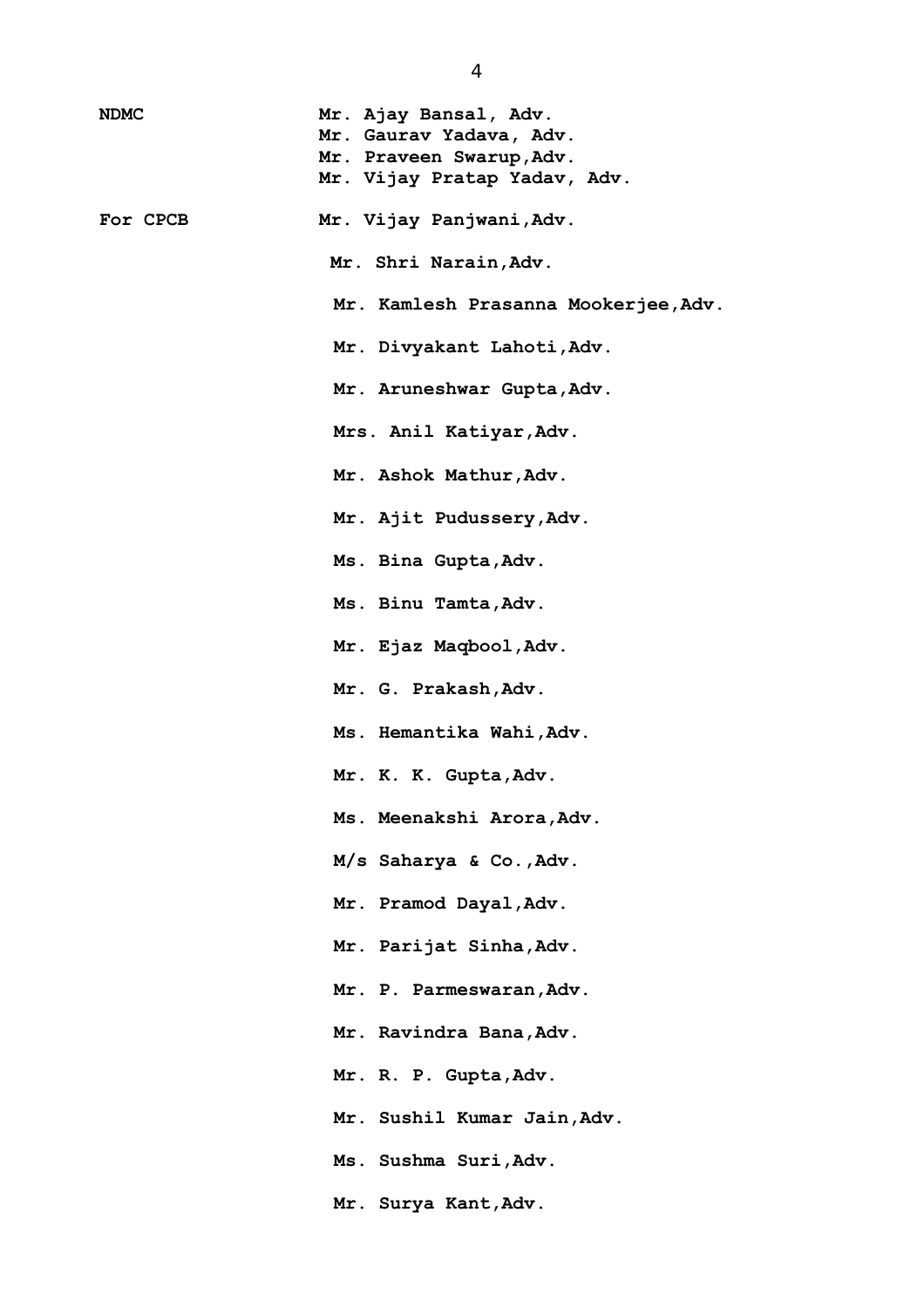| | |
|---|---|
| NDMC | Mr. Ajay Bansal, Adv.<br>Mr. Gaurav Yadava, Adv.<br>Mr. Praveen Swarup,Adv.<br>Mr. Vijay Pratap Yadav, Adv. |
| For CPCB | Mr. Vijay Panjwani,Adv. |
| | Mr. Shri Narain,Adv. |
| | Mr. Kamlesh Prasanna Mookerjee,Adv. |
| | Mr. Divyakant Lahoti,Adv. |
| | Mr. Aruneshwar Gupta,Adv. |
| | Mrs. Anil Katiyar,Adv. |
| | Mr. Ashok Mathur,Adv. |
| | Mr. Ajit Pudussery,Adv. |
| | Ms. Bina Gupta,Adv. |
| | Ms. Binu Tamta,Adv. |
| | Mr. Ejaz Maqbool,Adv. |
| | Mr. G. Prakash,Adv. |
| | Ms. Hemantika Wahi,Adv. |
| | Mr. K. K. Gupta,Adv. |
| | Ms. Meenakshi Arora,Adv. |
| | M/s Saharya & Co.,Adv. |
| | Mr. Pramod Dayal,Adv. |
| | Mr. Parijat Sinha,Adv. |
| | Mr. P. Parmeswaran,Adv. |
| | Mr. Ravindra Bana,Adv. |
| | Mr. R. P. Gupta,Adv. |
| | Mr. Sushil Kumar Jain,Adv. |
| | Ms. Sushma Suri,Adv. |
| | Mr. Surya Kant,Adv. |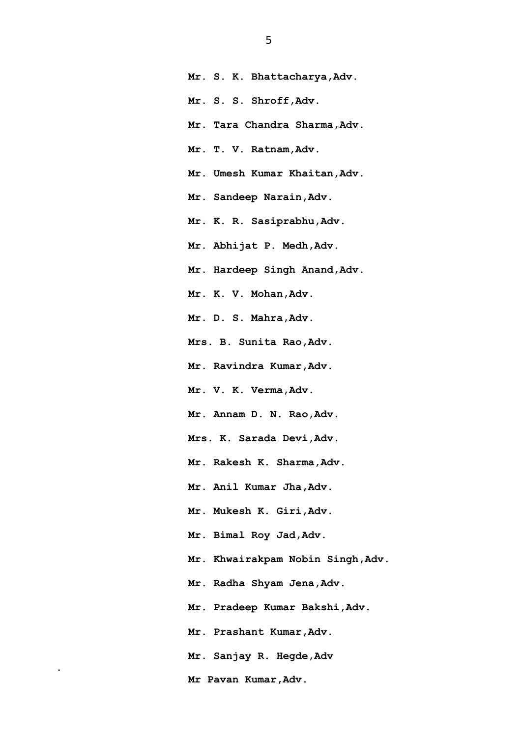**Mr. S. K. Bhattacharya,Adv.**

**Mr. S. S. Shroff,Adv.**

**Mr. Tara Chandra Sharma,Adv.**

**Mr. T. V. Ratnam,Adv.**

**Mr. Umesh Kumar Khaitan,Adv.**

**Mr. Sandeep Narain,Adv.**

**Mr. K. R. Sasiprabhu,Adv.**

**Mr. Abhijat P. Medh,Adv.**

**Mr. Hardeep Singh Anand,Adv.**

**Mr. K. V. Mohan,Adv.**

**Mr. D. S. Mahra,Adv.**

**Mrs. B. Sunita Rao,Adv.**

**Mr. Ravindra Kumar,Adv.**

**Mr. V. K. Verma,Adv.**

**Mr. Annam D. N. Rao,Adv.**

**Mrs. K. Sarada Devi,Adv.**

**Mr. Rakesh K. Sharma,Adv.**

**Mr. Anil Kumar Jha,Adv.**

**Mr. Mukesh K. Giri,Adv.**

**Mr. Bimal Roy Jad,Adv.**

**Mr. Khwairakpam Nobin Singh,Adv.**

**Mr. Radha Shyam Jena,Adv.**

**Mr. Pradeep Kumar Bakshi,Adv.**

**Mr. Prashant Kumar,Adv.**

**Mr. Sanjay R. Hegde,Adv**

**Mr Pavan Kumar,Adv.**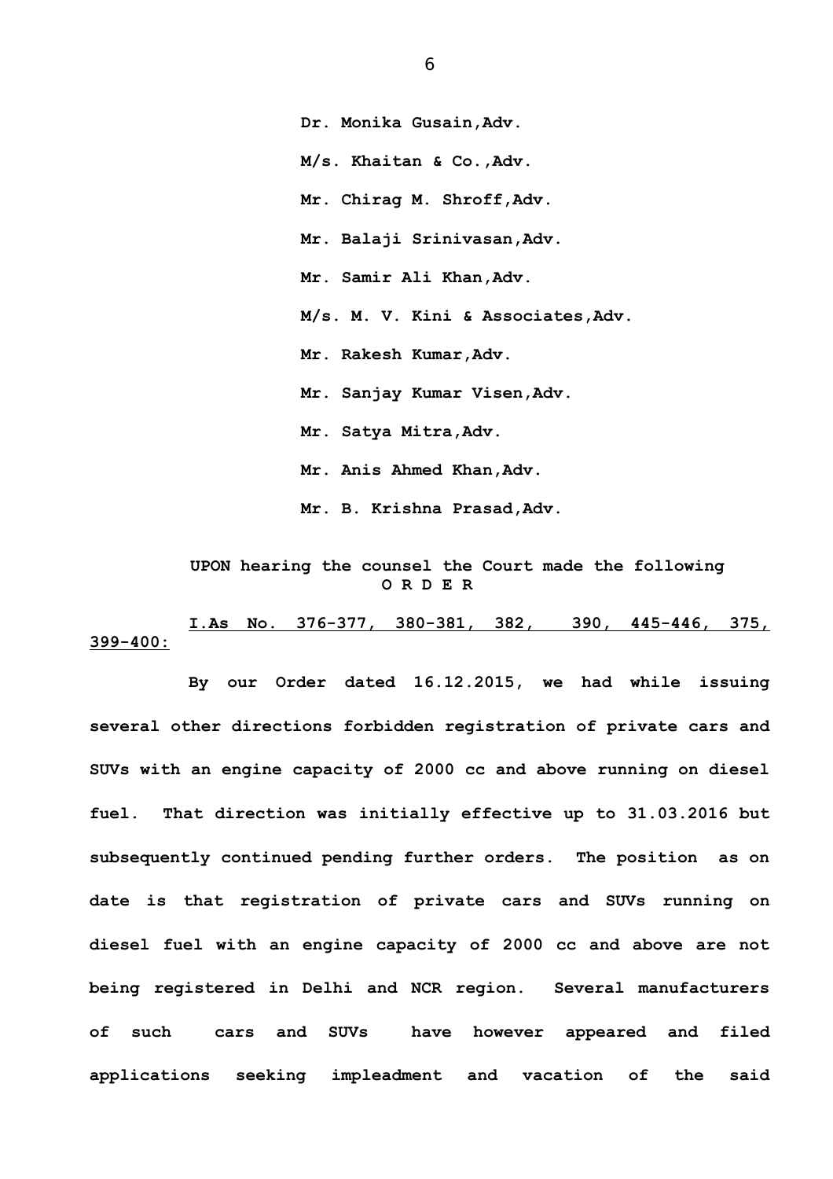**Dr. Monika Gusain,Adv.**

**M/s. Khaitan & Co.,Adv.**

**Mr. Chirag M. Shroff,Adv.**

**Mr. Balaji Srinivasan,Adv.**

**Mr. Samir Ali Khan,Adv.**

**M/s. M. V. Kini & Associates,Adv.**

**Mr. Rakesh Kumar,Adv.**

**Mr. Sanjay Kumar Visen,Adv.**

**Mr. Satya Mitra,Adv.**

**Mr. Anis Ahmed Khan,Adv.**

**Mr. B. Krishna Prasad,Adv.**

**UPON hearing the counsel the Court made the following**
**O R D E R**

**<u>I.As No. 376-377, 380-381, 382, 390, 445-446, 375, 399-400:</u>**

**By our Order dated 16.12.2015, we had while issuing several other directions forbidden registration of private cars and SUVs with an engine capacity of 2000 cc and above running on diesel fuel. That direction was initially effective up to 31.03.2016 but subsequently continued pending further orders. The position as on date is that registration of private cars and SUVs running on diesel fuel with an engine capacity of 2000 cc and above are not being registered in Delhi and NCR region. Several manufacturers of such cars and SUVs have however appeared and filed applications seeking impleadment and vacation of the said**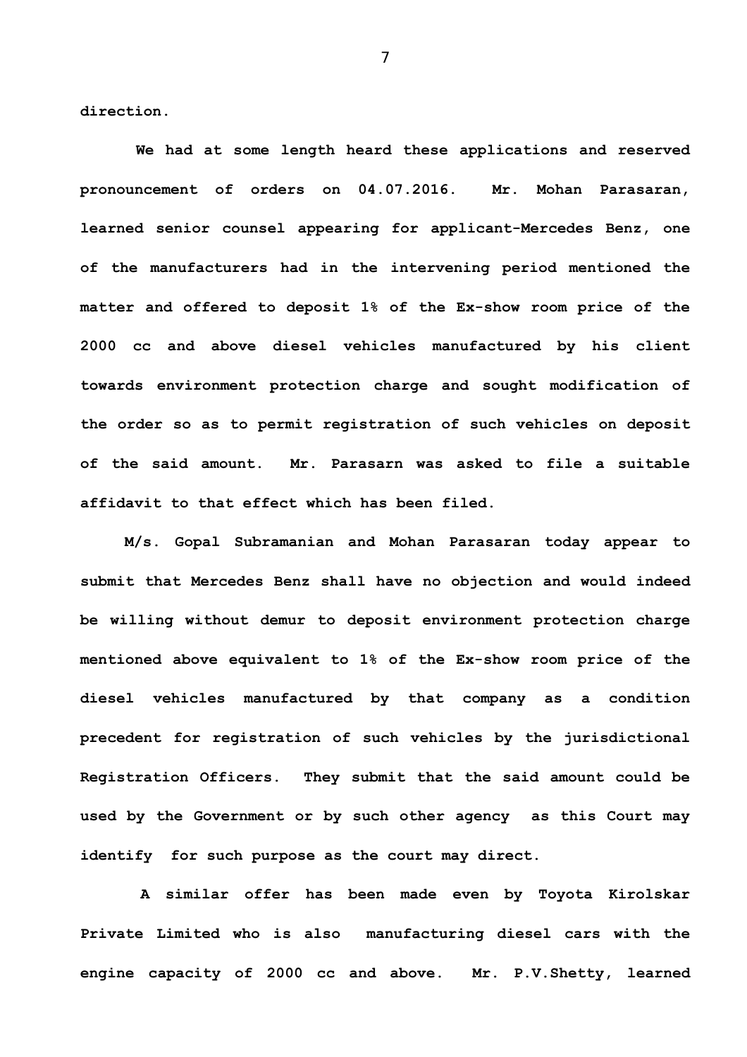**direction.**

**We had at some length heard these applications and reserved pronouncement of orders on 04.07.2016. Mr. Mohan Parasaran, learned senior counsel appearing for applicant-Mercedes Benz, one of the manufacturers had in the intervening period mentioned the matter and offered to deposit 1% of the Ex-show room price of the 2000 cc and above diesel vehicles manufactured by his client towards environment protection charge and sought modification of the order so as to permit registration of such vehicles on deposit of the said amount. Mr. Parasarn was asked to file a suitable affidavit to that effect which has been filed.**

**M/s. Gopal Subramanian and Mohan Parasaran today appear to submit that Mercedes Benz shall have no objection and would indeed be willing without demur to deposit environment protection charge mentioned above equivalent to 1% of the Ex-show room price of the diesel vehicles manufactured by that company as a condition precedent for registration of such vehicles by the jurisdictional Registration Officers. They submit that the said amount could be used by the Government or by such other agency as this Court may identify for such purpose as the court may direct.**

**A similar offer has been made even by Toyota Kirolskar Private Limited who is also manufacturing diesel cars with the engine capacity of 2000 cc and above. Mr. P.V.Shetty, learned**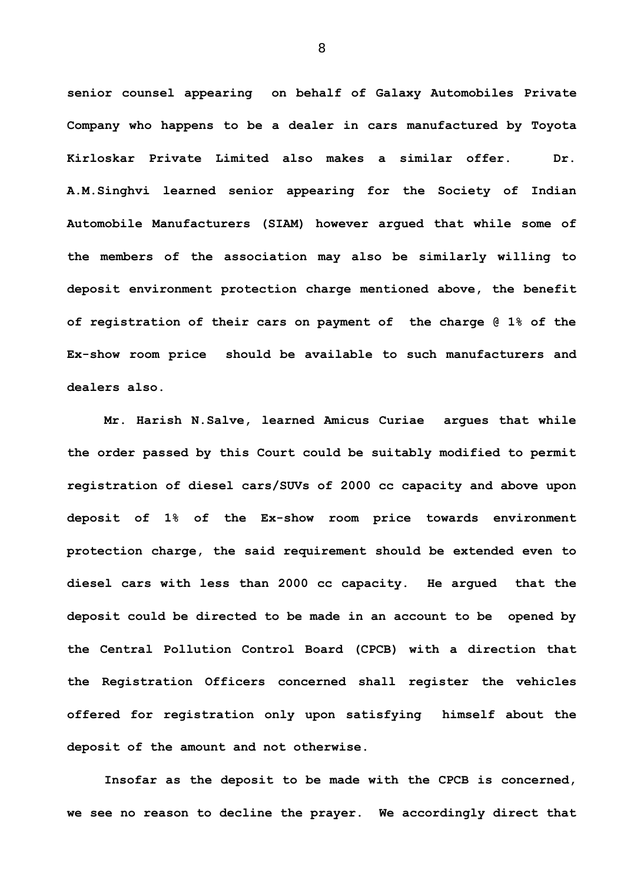**senior counsel appearing on behalf of Galaxy Automobiles Private Company who happens to be a dealer in cars manufactured by Toyota Kirloskar Private Limited also makes a similar offer. Dr. A.M.Singhvi learned senior appearing for the Society of Indian Automobile Manufacturers (SIAM) however argued that while some of the members of the association may also be similarly willing to deposit environment protection charge mentioned above, the benefit of registration of their cars on payment of the charge @ 1% of the Ex-show room price should be available to such manufacturers and dealers also.**

**Mr. Harish N.Salve, learned Amicus Curiae argues that while the order passed by this Court could be suitably modified to permit registration of diesel cars/SUVs of 2000 cc capacity and above upon deposit of 1% of the Ex-show room price towards environment protection charge, the said requirement should be extended even to diesel cars with less than 2000 cc capacity. He argued that the deposit could be directed to be made in an account to be opened by the Central Pollution Control Board (CPCB) with a direction that the Registration Officers concerned shall register the vehicles offered for registration only upon satisfying himself about the deposit of the amount and not otherwise.**

**Insofar as the deposit to be made with the CPCB is concerned, we see no reason to decline the prayer. We accordingly direct that**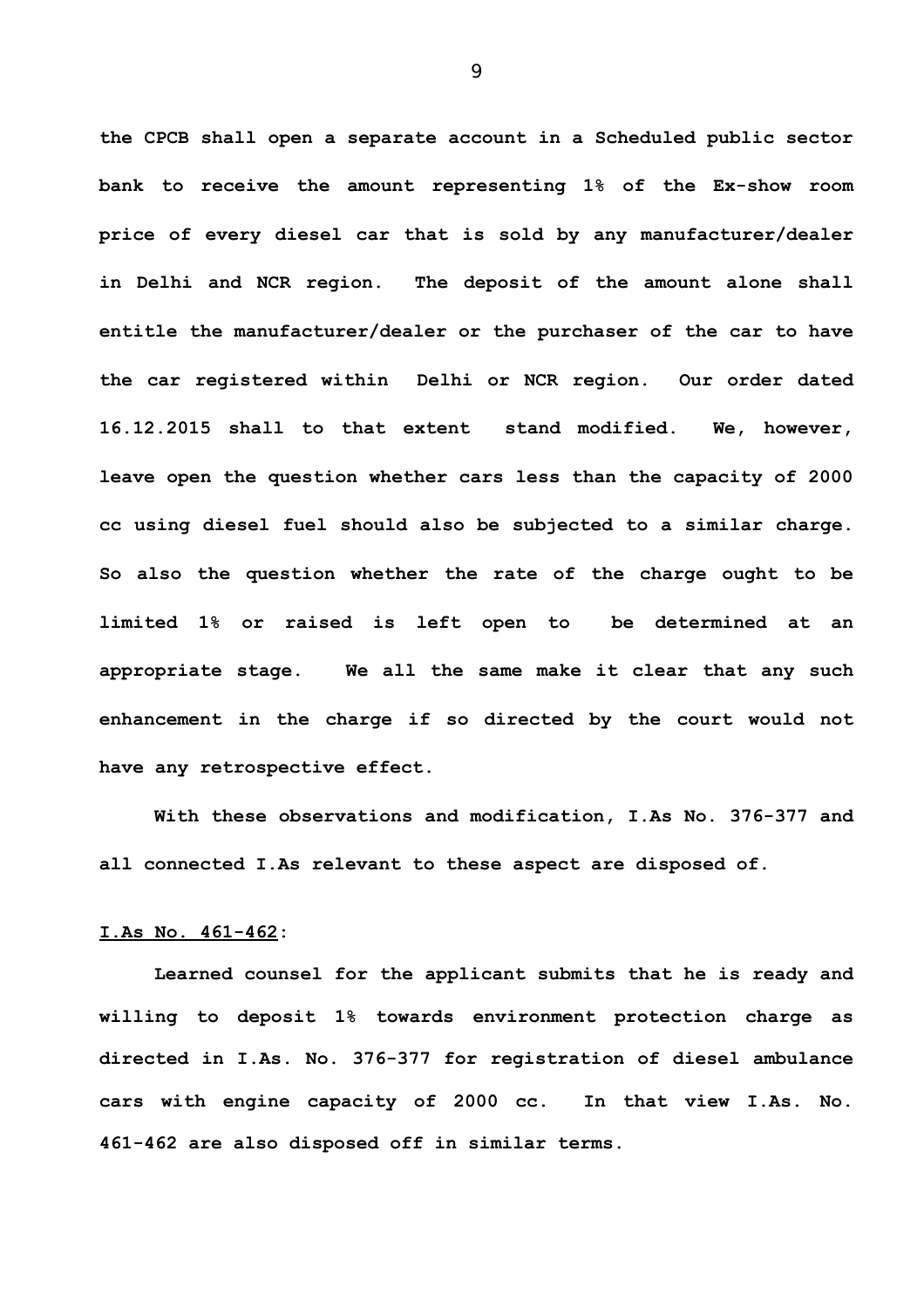**the CPCB shall open a separate account in a Scheduled public sector bank to receive the amount representing 1% of the Ex-show room price of every diesel car that is sold by any manufacturer/dealer in Delhi and NCR region. The deposit of the amount alone shall entitle the manufacturer/dealer or the purchaser of the car to have the car registered within Delhi or NCR region. Our order dated 16.12.2015 shall to that extent stand modified. We, however, leave open the question whether cars less than the capacity of 2000 cc using diesel fuel should also be subjected to a similar charge. So also the question whether the rate of the charge ought to be limited 1% or raised is left open to be determined at an appropriate stage. We all the same make it clear that any such enhancement in the charge if so directed by the court would not have any retrospective effect.**

**With these observations and modification, I.As No. 376-377 and all connected I.As relevant to these aspect are disposed of.**

**<u>I.As No. 461-462</u>:**

**Learned counsel for the applicant submits that he is ready and willing to deposit 1% towards environment protection charge as directed in I.As. No. 376-377 for registration of diesel ambulance cars with engine capacity of 2000 cc. In that view I.As. No. 461-462 are also disposed off in similar terms.**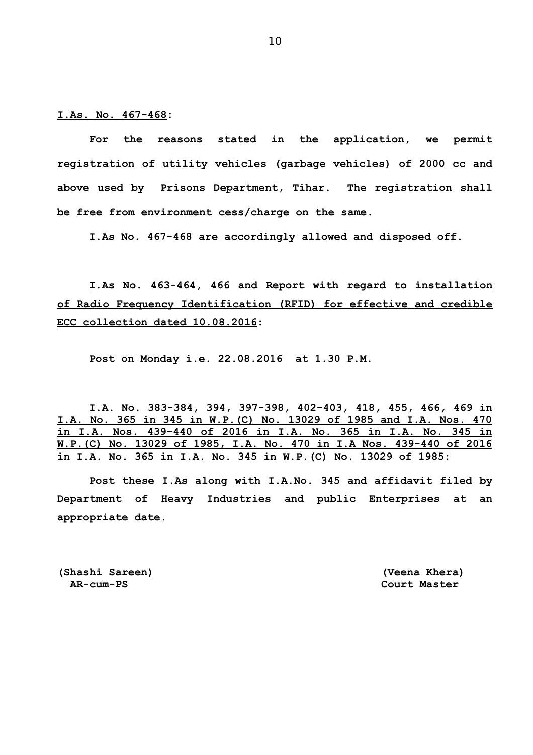**I.As. No. 467-468**:

**For the reasons stated in the application, we permit registration of utility vehicles (garbage vehicles) of 2000 cc and above used by Prisons Department, Tihar. The registration shall be free from environment cess/charge on the same.**

**I.As No. 467-468 are accordingly allowed and disposed off.**

**I.As No. 463-464, 466 and Report with regard to installation of Radio Frequency Identification (RFID) for effective and credible ECC collection dated 10.08.2016**:

**Post on Monday i.e. 22.08.2016 at 1.30 P.M.**

**I.A. No. 383-384, 394, 397-398, 402-403, 418, 455, 466, 469 in I.A. No. 365 in 345 in W.P.(C) No. 13029 of 1985 and I.A. Nos. 470 in I.A. Nos. 439-440 of 2016 in I.A. No. 365 in I.A. No. 345 in W.P.(C) No. 13029 of 1985, I.A. No. 470 in I.A Nos. 439-440 of 2016 in I.A. No. 365 in I.A. No. 345 in W.P.(C) No. 13029 of 1985**:

**Post these I.As along with I.A.No. 345 and affidavit filed by Department of Heavy Industries and public Enterprises at an appropriate date.**

**(Shashi Sareen)**
**AR-cum-PS**

**(Veena Khera)**
**Court Master**